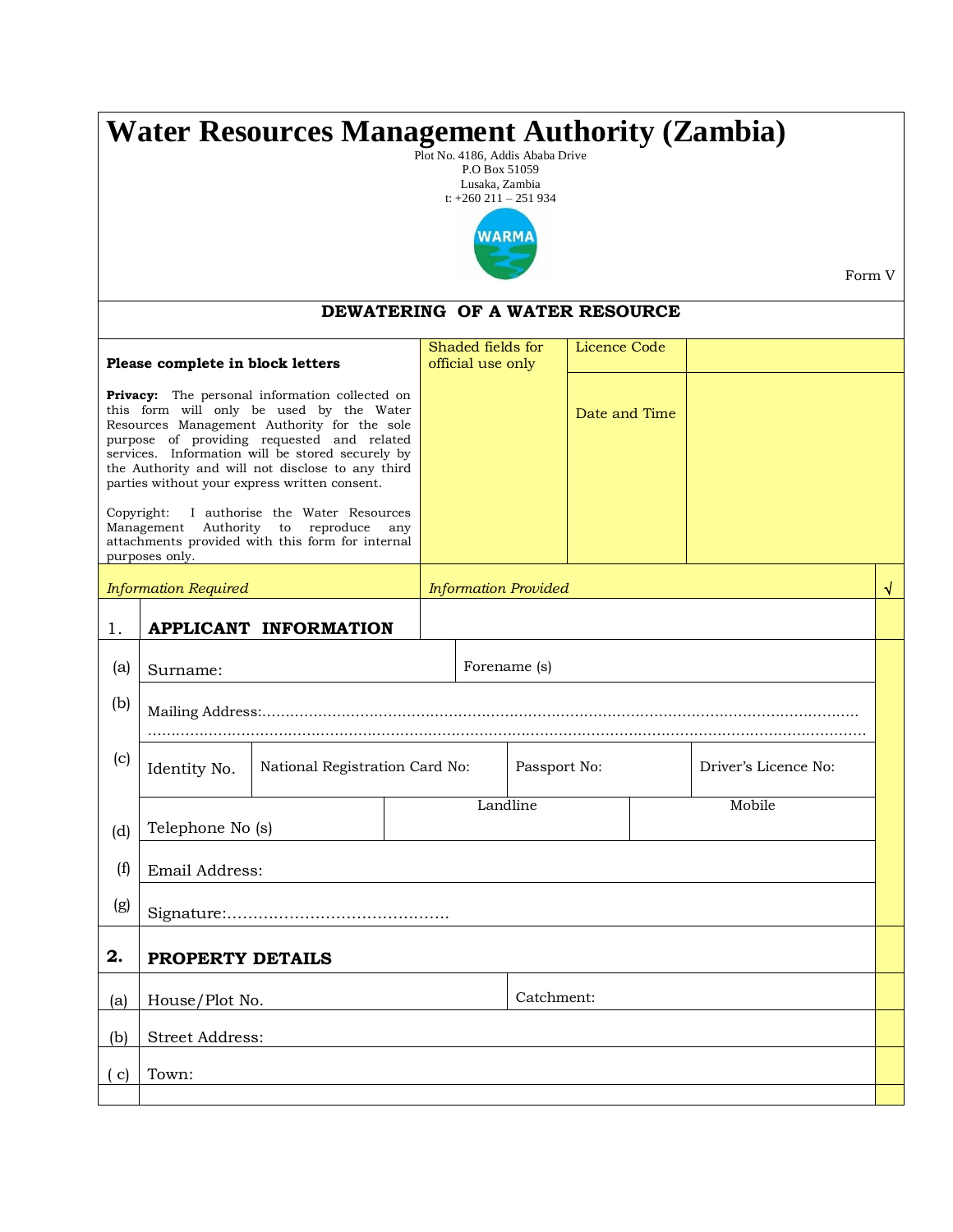# Water Resources Management Authority (Zambia)

Plot No. 4186, Addis Ababa Drive
P.O Box 51059
Lusaka, Zambia
t: +260 211 – 251 934

Form V

## DEWATERING OF A WATER RESOURCE

| **Please complete in block letters**<br><br>**Privacy:** The personal information collected on this form will only be used by the Water Resources Management Authority for the sole purpose of providing requested and related services. Information will be stored securely by the Authority and will not disclose to any third parties without your express written consent.<br><br>Copyright: I authorise the Water Resources Management Authority to reproduce any attachments provided with this form for internal purposes only. | Shaded fields for official use only | Licence Code | |
|---|---|---|---|
| | | Date and Time | |

| | *Information Required* | *Information Provided* | | | √ |
|---|---|---|---|---|---|
| 1. | **APPLICANT INFORMATION** | | | | |
| (a) | Surname: | Forename (s) | | | |
| (b) | Mailing Address:............................................................................................................................................................................................................................................. | | | | |
| (c) | Identity No. | National Registration Card No: | Passport No: | Driver's Licence No: | |
| (d) | Telephone No (s) | Landline | Mobile | | |
| (f) | Email Address: | | | | |
| (g) | Signature:............................................ | | | | |
| **2.** | **PROPERTY DETAILS** | | | | |
| (a) | House/Plot No. | Catchment: | | | |
| (b) | Street Address: | | | | |
| ( c) | Town: | | | | |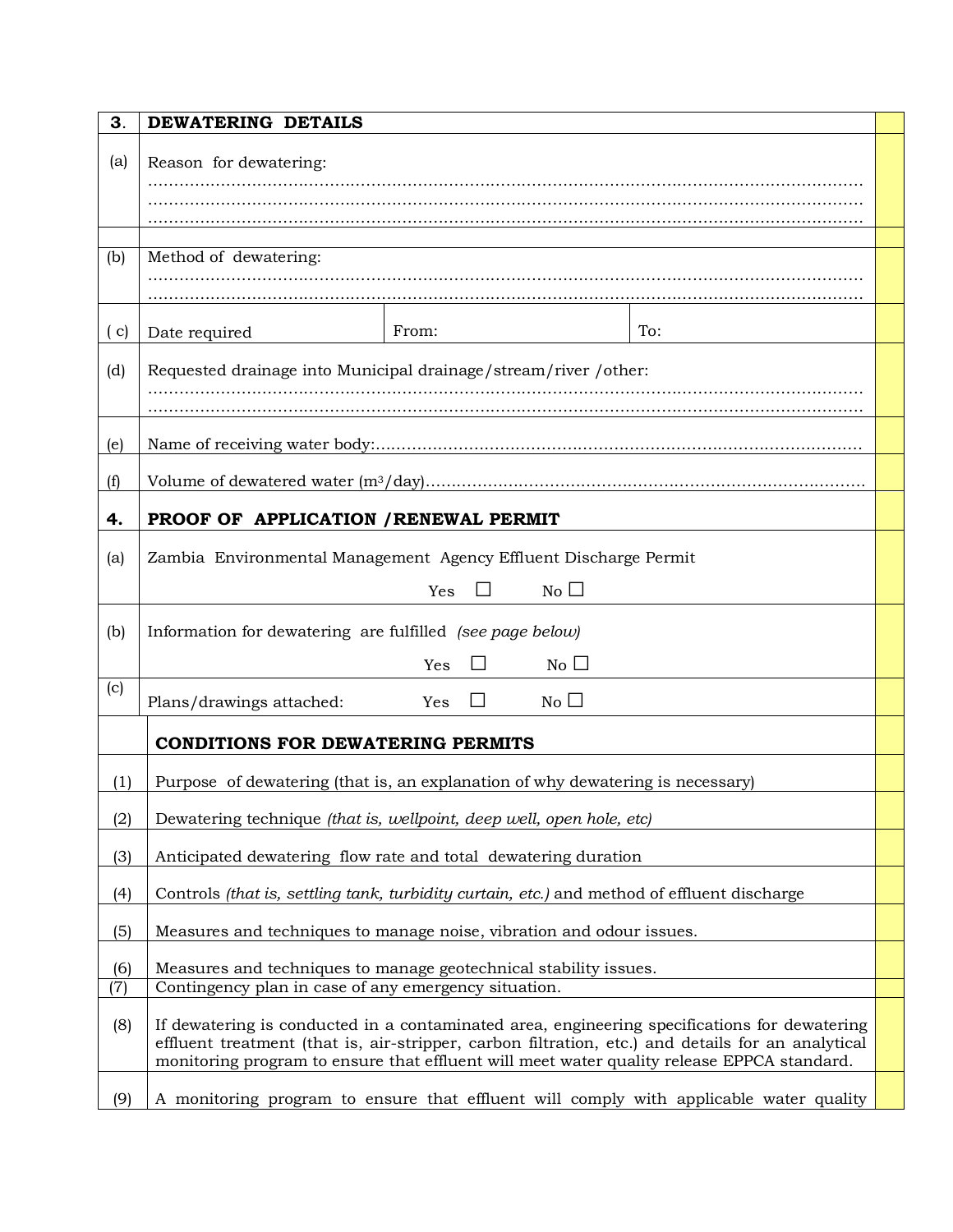| 3. | **DEWATERING DETAILS** | | |
|---|---|---|---|
| (a) | Reason for dewatering: ………………………………………………………………………………………………………… ………………………………………………………………………………………………………… ………………………………………………………………………………………………………… | | |
| | | | |
| (b) | Method of dewatering: ………………………………………………………………………………………………………… ………………………………………………………………………………………………………… | | |
| ( c) | Date required | From: | To: |
| (d) | Requested drainage into Municipal drainage/stream/river /other: ………………………………………………………………………………………………………… ………………………………………………………………………………………………………… | | |
| (e) | Name of receiving water body:……………………………………………………………………………… | | |
| (f) | Volume of dewatered water ($m^3$/day)…………………………………………………………………………… | | |
| **4.** | **PROOF OF APPLICATION /RENEWAL PERMIT** | | |
| (a) | Zambia Environmental Management Agency Effluent Discharge Permit<br>Yes ☐ No ☐ | | |
| (b) | Information for dewatering are fulfilled *(see page below)*<br>Yes ☐ No ☐ | | |
| (c) | Plans/drawings attached: Yes ☐ No ☐ | | |
| | **CONDITIONS FOR DEWATERING PERMITS** | | |
| (1) | Purpose of dewatering (that is, an explanation of why dewatering is necessary) | | |
| (2) | Dewatering technique *(that is, wellpoint, deep well, open hole, etc)* | | |
| (3) | Anticipated dewatering flow rate and total dewatering duration | | |
| (4) | Controls *(that is, settling tank, turbidity curtain, etc.)* and method of effluent discharge | | |
| (5) | Measures and techniques to manage noise, vibration and odour issues. | | |
| (6) | Measures and techniques to manage geotechnical stability issues. | | |
| (7) | Contingency plan in case of any emergency situation. | | |
| (8) | If dewatering is conducted in a contaminated area, engineering specifications for dewatering effluent treatment (that is, air-stripper, carbon filtration, etc.) and details for an analytical monitoring program to ensure that effluent will meet water quality release EPPCA standard. | | |
| (9) | A monitoring program to ensure that effluent will comply with applicable water quality | | |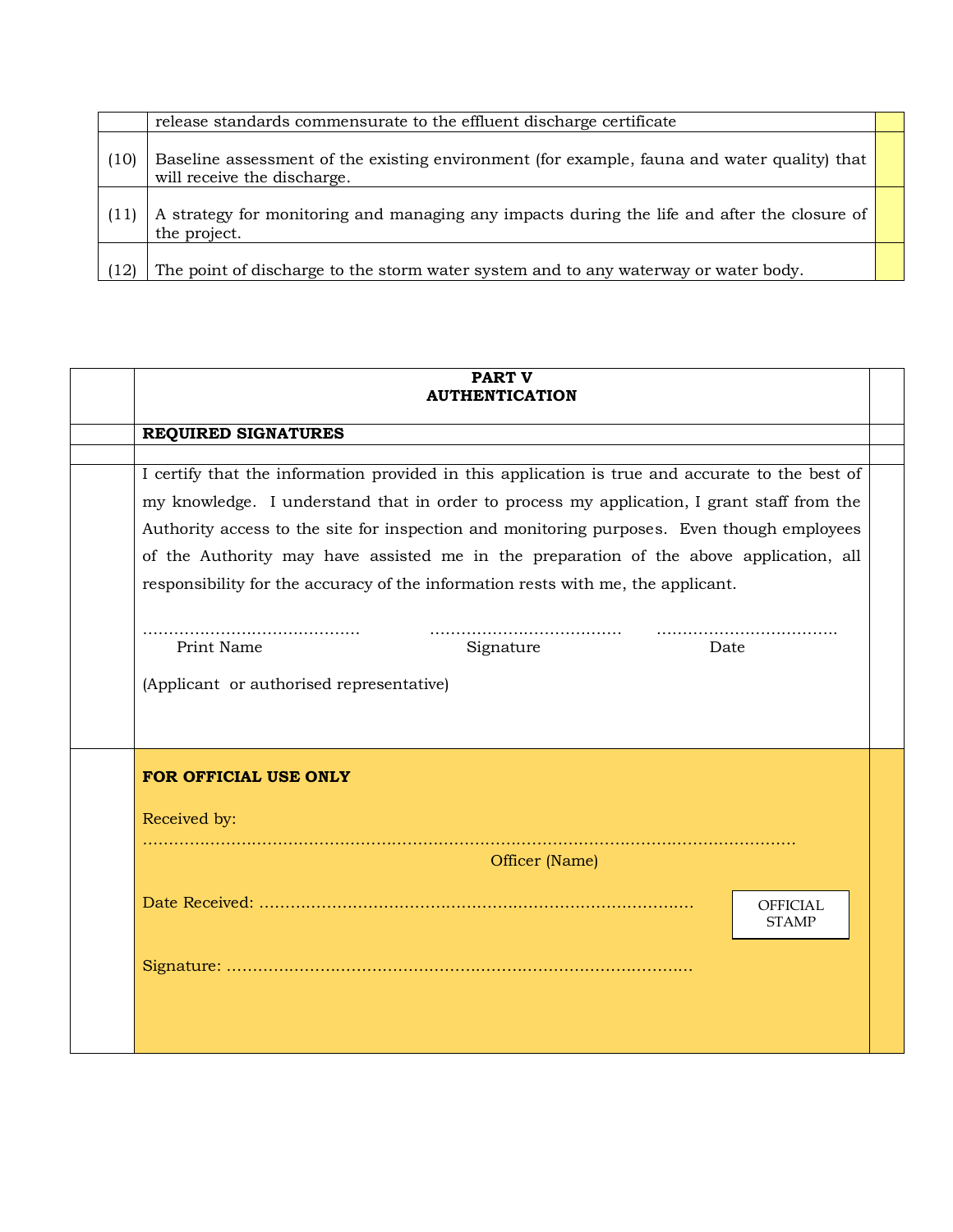| | | |
|---|---|---|
| | release standards commensurate to the effluent discharge certificate | |
| (10) | Baseline assessment of the existing environment (for example, fauna and water quality) that will receive the discharge. | |
| (11) | A strategy for monitoring and managing any impacts during the life and after the closure of the project. | |
| (12) | The point of discharge to the storm water system and to any waterway or water body. | |

## PART V
## AUTHENTICATION

**REQUIRED SIGNATURES**

I certify that the information provided in this application is true and accurate to the best of my knowledge. I understand that in order to process my application, I grant staff from the Authority access to the site for inspection and monitoring purposes. Even though employees of the Authority may have assisted me in the preparation of the above application, all responsibility for the accuracy of the information rests with me, the applicant.

……………………………………… ………………………………… ………………………………
Print Name Signature Date

(Applicant or authorised representative)

**FOR OFFICIAL USE ONLY**

Received by:
……………………………………………………………………………………………………………
Officer (Name)

Date Received: …………………………………………………………………………

OFFICIAL STAMP

Signature: ………………………………………………………………………………